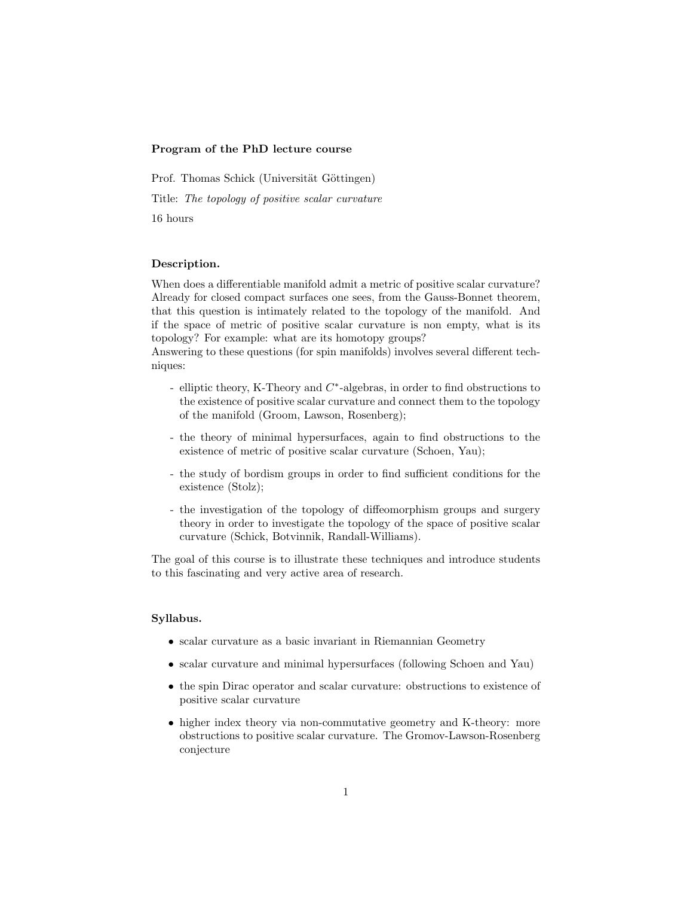**Program of the PhD lecture course**

Prof. Thomas Schick (Universität Göttingen)

Title: *The topology of positive scalar curvature*

16 hours

**Description.**

When does a differentiable manifold admit a metric of positive scalar curvature? Already for closed compact surfaces one sees, from the Gauss-Bonnet theorem, that this question is intimately related to the topology of the manifold. And if the space of metric of positive scalar curvature is non empty, what is its topology? For example: what are its homotopy groups?
Answering to these questions (for spin manifolds) involves several different techniques:

- elliptic theory, K-Theory and $C^*$-algebras, in order to find obstructions to the existence of positive scalar curvature and connect them to the topology of the manifold (Groom, Lawson, Rosenberg);
- the theory of minimal hypersurfaces, again to find obstructions to the existence of metric of positive scalar curvature (Schoen, Yau);
- the study of bordism groups in order to find sufficient conditions for the existence (Stolz);
- the investigation of the topology of diffeomorphism groups and surgery theory in order to investigate the topology of the space of positive scalar curvature (Schick, Botvinnik, Randall-Williams).

The goal of this course is to illustrate these techniques and introduce students to this fascinating and very active area of research.

**Syllabus.**

- scalar curvature as a basic invariant in Riemannian Geometry
- scalar curvature and minimal hypersurfaces (following Schoen and Yau)
- the spin Dirac operator and scalar curvature: obstructions to existence of positive scalar curvature
- higher index theory via non-commutative geometry and K-theory: more obstructions to positive scalar curvature. The Gromov-Lawson-Rosenberg conjecture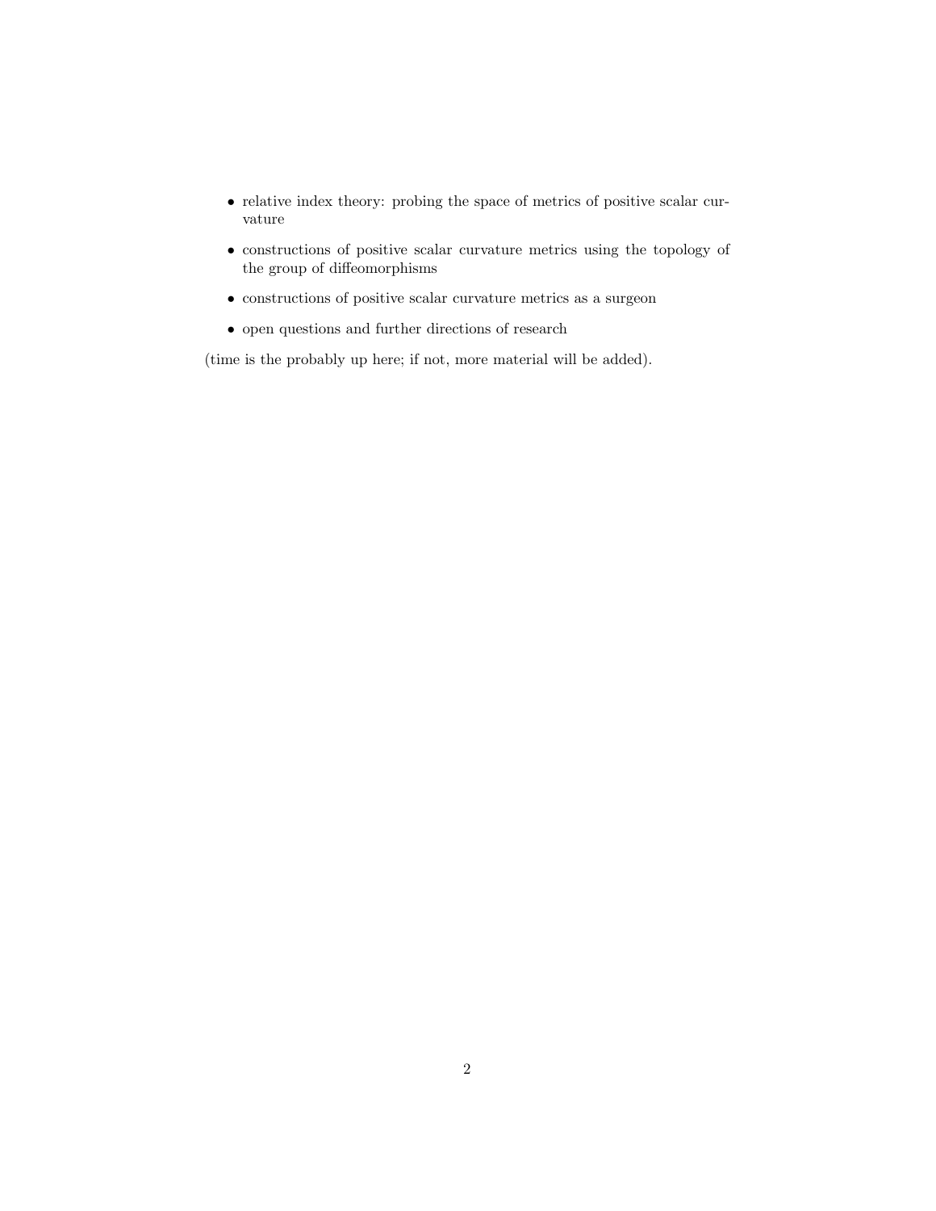- relative index theory: probing the space of metrics of positive scalar curvature
- constructions of positive scalar curvature metrics using the topology of the group of diffeomorphisms
- constructions of positive scalar curvature metrics as a surgeon
- open questions and further directions of research

(time is the probably up here; if not, more material will be added).